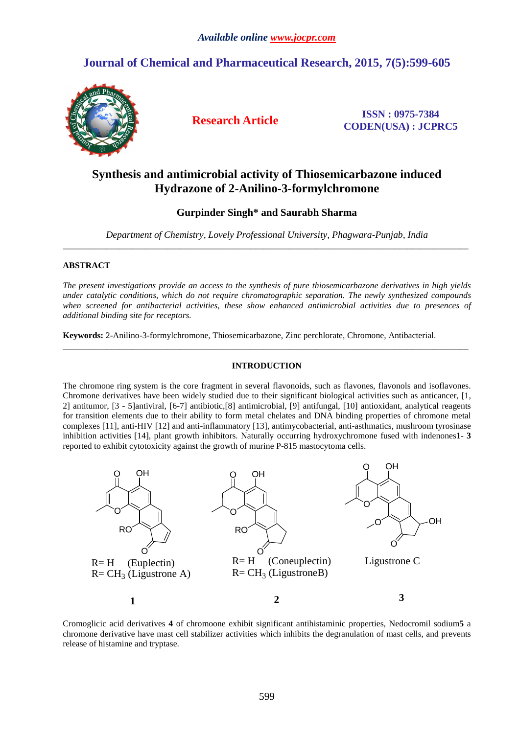# Synthesis and antimicrobial activity of Thiosemicarbazone induced Hydrazone of 2-Anilino-3-formylchromone

**Gurpinder Singh* and Saurabh Sharma**

*Department of Chemistry, Lovely Professional University, Phagwara-Punjab, India*

---

## ABSTRACT

*The present investigations provide an access to the synthesis of pure thiosemicarbazone derivatives in high yields under catalytic conditions, which do not require chromatographic separation. The newly synthesized compounds when screened for antibacterial activities, these show enhanced antimicrobial activities due to presences of additional binding site for receptors.*

**Keywords:** 2-Anilino-3-formylchromone, Thiosemicarbazone, Zinc perchlorate, Chromone, Antibacterial.

---

## INTRODUCTION

The chromone ring system is the core fragment in several flavonoids, such as flavones, flavonols and isoflavones. Chromone derivatives have been widely studied due to their significant biological activities such as anticancer, [1, 2] antitumor, [3 - 5]antiviral, [6-7] antibiotic,[8] antimicrobial, [9] antifungal, [10] antioxidant, analytical reagents for transition elements due to their ability to form metal chelates and DNA binding properties of chromone metal complexes [11], anti-HIV [12] and anti-inflammatory [13], antimycobacterial, anti-asthmatics, mushroom tyrosinase inhibition activities [14], plant growth inhibitors. Naturally occurring hydroxychromone fused with indenones**1**- **3** reported to exhibit cytotoxicity against the growth of murine P-815 mastocytoma cells.

R= H (Euplectin)
R= $CH_3$ (Ligustrone A)

**1**

R= H (Coneuplectin)
R= $CH_3$ (LigustroneB)

**2**

Ligustrone C

**3**

Cromoglicic acid derivatives **4** of chromoone exhibit significant antihistaminic properties, Nedocromil sodium**5** a chromone derivative have mast cell stabilizer activities which inhibits the degranulation of mast cells, and prevents release of histamine and tryptase.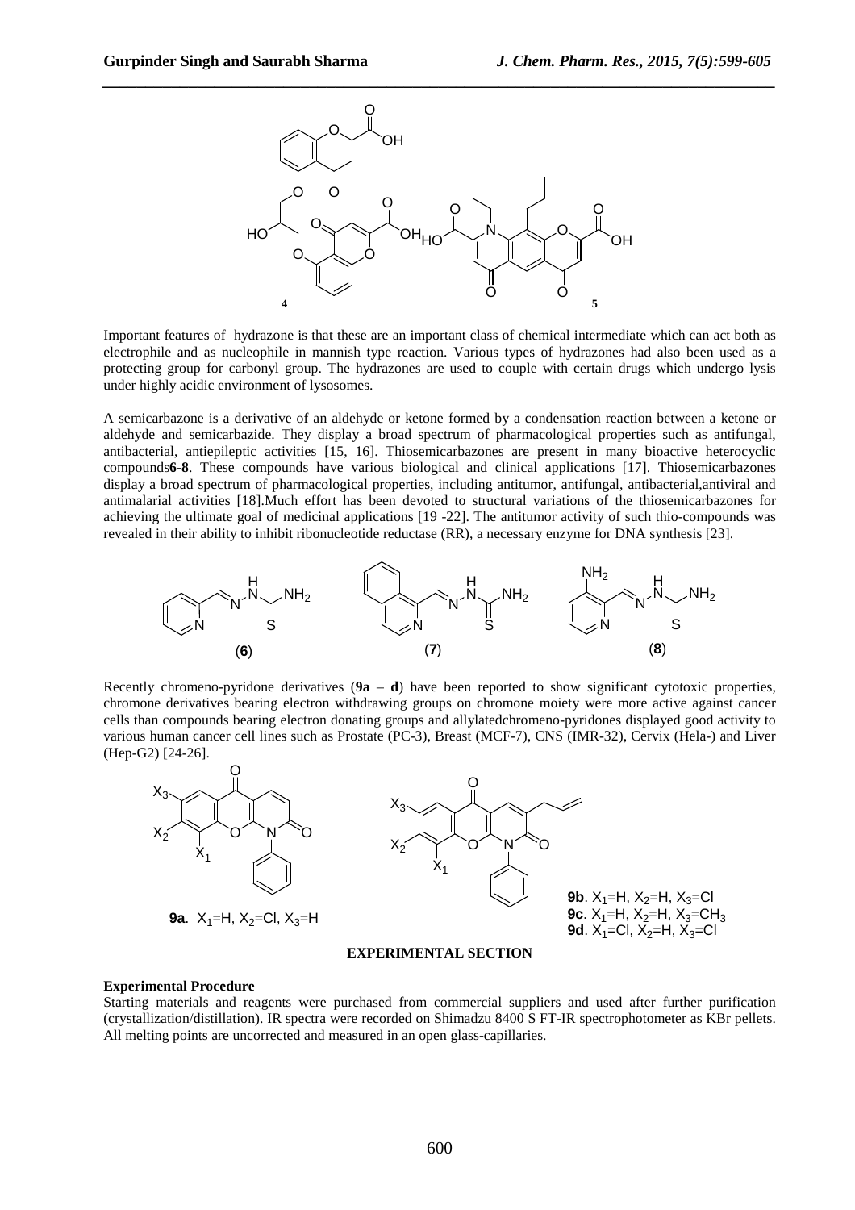Important features of hydrazone is that these are an important class of chemical intermediate which can act both as electrophile and as nucleophile in mannish type reaction. Various types of hydrazones had also been used as a protecting group for carbonyl group. The hydrazones are used to couple with certain drugs which undergo lysis under highly acidic environment of lysosomes.

A semicarbazone is a derivative of an aldehyde or ketone formed by a condensation reaction between a ketone or aldehyde and semicarbazide. They display a broad spectrum of pharmacological properties such as antifungal, antibacterial, antiepileptic activities [15, 16]. Thiosemicarbazones are present in many bioactive heterocyclic compounds**6**-**8**. These compounds have various biological and clinical applications [17]. Thiosemicarbazones display a broad spectrum of pharmacological properties, including antitumor, antifungal, antibacterial,antiviral and antimalarial activities [18].Much effort has been devoted to structural variations of the thiosemicarbazones for achieving the ultimate goal of medicinal applications [19 -22]. The antitumor activity of such thio-compounds was revealed in their ability to inhibit ribonucleotide reductase (RR), a necessary enzyme for DNA synthesis [23].

Recently chromeno-pyridone derivatives (**9a** – **d**) have been reported to show significant cytotoxic properties, chromone derivatives bearing electron withdrawing groups on chromone moiety were more active against cancer cells than compounds bearing electron donating groups and allylatedchromeno-pyridones displayed good activity to various human cancer cell lines such as Prostate (PC-3), Breast (MCF-7), CNS (IMR-32), Cervix (Hela-) and Liver (Hep-G2) [24-26].

**9a**. $X_1$=H, $X_2$=Cl, $X_3$=H

**9b**. $X_1$=H, $X_2$=H, $X_3$=Cl
**9c**. $X_1$=H, $X_2$=H, $X_3$=$CH_3$
**9d**. $X_1$=Cl, $X_2$=H, $X_3$=Cl

## EXPERIMENTAL SECTION

### Experimental Procedure

Starting materials and reagents were purchased from commercial suppliers and used after further purification (crystallization/distillation). IR spectra were recorded on Shimadzu 8400 S FT-IR spectrophotometer as KBr pellets. All melting points are uncorrected and measured in an open glass-capillaries.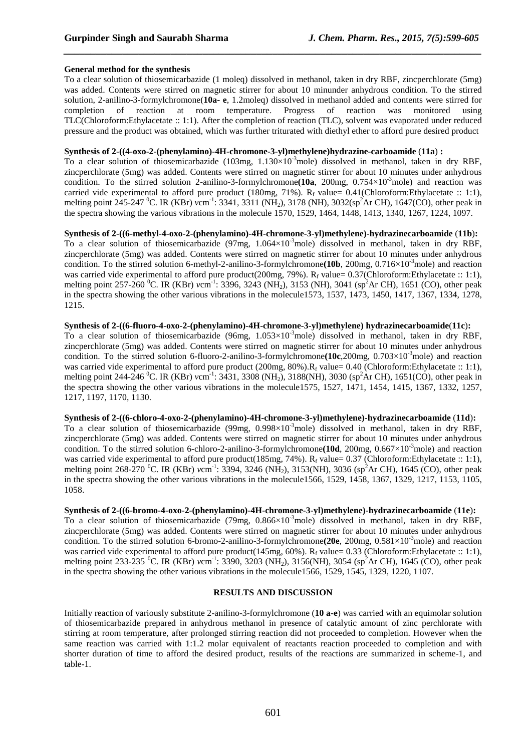**General method for the synthesis**

To a clear solution of thiosemicarbazide (1 moleq) dissolved in methanol, taken in dry RBF, zincperchlorate (5mg) was added. Contents were stirred on magnetic stirrer for about 10 minunder anhydrous condition. To the stirred solution, 2-anilino-3-formylchromone(**10a- e**, 1.2moleq) dissolved in methanol added and contents were stirred for completion of reaction at room temperature. Progress of reaction was monitored using TLC(Chloroform:Ethylacetate :: 1:1). After the completion of reaction (TLC), solvent was evaporated under reduced pressure and the product was obtained, which was further triturated with diethyl ether to afford pure desired product

**Synthesis of 2-((4-oxo-2-(phenylamino)-4H-chromone-3-yl)methylene)hydrazine-carboamide (11a) :**

To a clear solution of thiosemicarbazide (103mg, $1.130\times10^{-3}$mole) dissolved in methanol, taken in dry RBF, zincperchlorate (5mg) was added. Contents were stirred on magnetic stirrer for about 10 minutes under anhydrous condition. To the stirred solution 2-anilino-3-formylchromone**(10a**, 200mg, $0.754\times10^{-3}$mole) and reaction was carried vide experimental to afford pure product (180mg, 71%). $R_f$ value= 0.41(Chloroform:Ethylacetate :: 1:1), melting point 245-247 $^0$C. IR (KBr) $\nu$cm$^{-1}$: 3341, 3311 ($NH_2$), 3178 (NH), 3032(sp$^2$Ar CH), 1647(CO), other peak in the spectra showing the various vibrations in the molecule 1570, 1529, 1464, 1448, 1413, 1340, 1267, 1224, 1097.

**Synthesis of 2-((6-methyl-4-oxo-2-(phenylamino)-4H-chromone-3-yl)methylene)-hydrazinecarboamide (11b):**

To a clear solution of thiosemicarbazide (97mg, $1.064\times10^{-3}$mole) dissolved in methanol, taken in dry RBF, zincperchlorate (5mg) was added. Contents were stirred on magnetic stirrer for about 10 minutes under anhydrous condition. To the stirred solution 6-methyl-2-anilino-3-formylchromone**(10b**, 200mg, $0.716\times10^{-3}$mole) and reaction was carried vide experimental to afford pure product(200mg, 79%). $R_f$ value= 0.37(Chloroform:Ethylacetate :: 1:1), melting point 257-260 $^0$C. IR (KBr) $\nu$cm$^{-1}$: 3396, 3243 ($NH_2$), 3153 (NH), 3041 (sp$^2$Ar CH), 1651 (CO), other peak in the spectra showing the other various vibrations in the molecule1573, 1537, 1473, 1450, 1417, 1367, 1334, 1278, 1215.

**Synthesis of 2-((6-fluoro-4-oxo-2-(phenylamino)-4H-chromone-3-yl)methylene) hydrazinecarboamide(11c):**

To a clear solution of thiosemicarbazide (96mg, $1.053\times10^{-3}$mole) dissolved in methanol, taken in dry RBF, zincperchlorate (5mg) was added. Contents were stirred on magnetic stirrer for about 10 minutes under anhydrous condition. To the stirred solution 6-fluoro-2-anilino-3-formylchromone**(10c**,200mg, $0.703\times10^{-3}$mole) and reaction was carried vide experimental to afford pure product (200mg, 80%).$R_f$ value= 0.40 (Chloroform:Ethylacetate :: 1:1), melting point 244-246 $^0$C. IR (KBr) $\nu$cm$^{-1}$: 3431, 3308 ($NH_2$), 3188(NH), 3030 (sp$^2$Ar CH), 1651(CO), other peak in the spectra showing the other various vibrations in the molecule1575, 1527, 1471, 1454, 1415, 1367, 1332, 1257, 1217, 1197, 1170, 1130.

**Synthesis of 2-((6-chloro-4-oxo-2-(phenylamino)-4H-chromone-3-yl)methylene)-hydrazinecarboamide (11d):**

To a clear solution of thiosemicarbazide (99mg, $0.998\times10^{-3}$mole) dissolved in methanol, taken in dry RBF, zincperchlorate (5mg) was added. Contents were stirred on magnetic stirrer for about 10 minutes under anhydrous condition. To the stirred solution 6-chloro-2-anilino-3-formylchromone**(10d**, 200mg, $0.667\times10^{-3}$mole) and reaction was carried vide experimental to afford pure product(185mg, 74%). $R_f$ value= 0.37 (Chloroform:Ethylacetate :: 1:1), melting point 268-270 $^0$C. IR (KBr) $\nu$cm$^{-1}$: 3394, 3246 ($NH_2$), 3153(NH), 3036 (sp$^2$Ar CH), 1645 (CO), other peak in the spectra showing the other various vibrations in the molecule1566, 1529, 1458, 1367, 1329, 1217, 1153, 1105, 1058.

**Synthesis of 2-((6-bromo-4-oxo-2-(phenylamino)-4H-chromone-3-yl)methylene)-hydrazinecarboamide (11e):**

To a clear solution of thiosemicarbazide (79mg, $0.866\times10^{-3}$mole) dissolved in methanol, taken in dry RBF, zincperchlorate (5mg) was added. Contents were stirred on magnetic stirrer for about 10 minutes under anhydrous condition. To the stirred solution 6-bromo-2-anilino-3-formylchromone**(20e**, 200mg, $0.581\times10^{-3}$mole) and reaction was carried vide experimental to afford pure product(145mg, 60%). $R_f$ value= 0.33 (Chloroform:Ethylacetate :: 1:1), melting point 233-235 $^0$C. IR (KBr) $\nu$cm$^{-1}$: 3390, 3203 ($NH_2$), 3156(NH), 3054 (sp$^2$Ar CH), 1645 (CO), other peak in the spectra showing the other various vibrations in the molecule1566, 1529, 1545, 1329, 1220, 1107.

## RESULTS AND DISCUSSION

Initially reaction of variously substitute 2-anilino-3-formylchromone (**10 a-e**) was carried with an equimolar solution of thiosemicarbazide prepared in anhydrous methanol in presence of catalytic amount of zinc perchlorate with stirring at room temperature, after prolonged stirring reaction did not proceeded to completion. However when the same reaction was carried with 1:1.2 molar equivalent of reactants reaction proceeded to completion and with shorter duration of time to afford the desired product, results of the reactions are summarized in scheme-1, and table-1.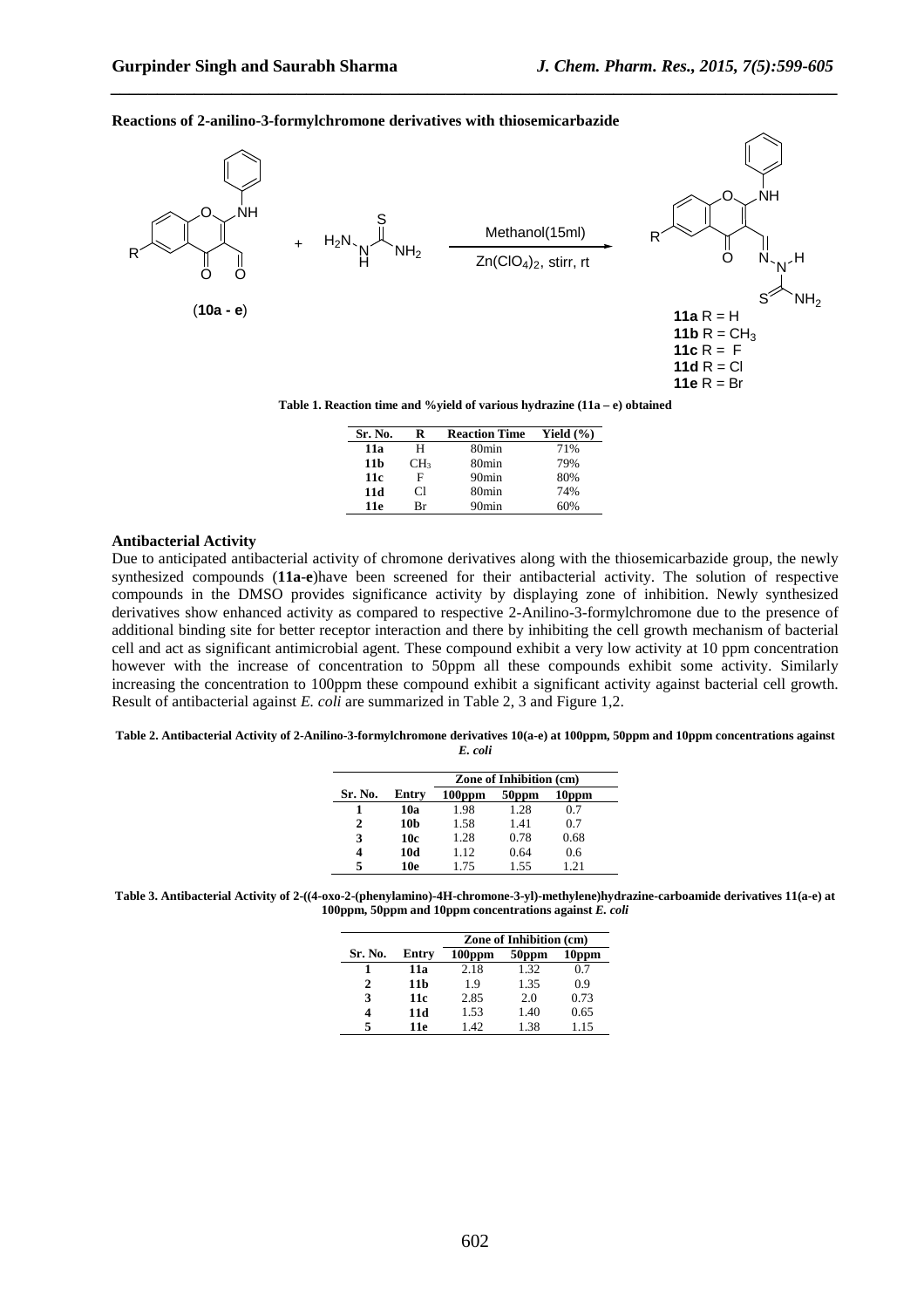**Reactions of 2-anilino-3-formylchromone derivatives with thiosemicarbazide**

(**10a - e**) + $H_2N$-NH-C(=S)-$NH_2$ → Methanol(15ml), $Zn(ClO_4)_2$, stirr, rt

**11a** R = H
**11b** R = $CH_3$
**11c** R = F
**11d** R = Cl
**11e** R = Br

**Table 1. Reaction time and %yield of various hydrazine (11a – e) obtained**

| Sr. No. | R | Reaction Time | Yield (%) |
|---|---|---|---|
| **11a** | H | 80min | 71% |
| **11b** | $CH_3$ | 80min | 79% |
| **11c** | F | 90min | 80% |
| **11d** | Cl | 80min | 74% |
| **11e** | Br | 90min | 60% |

**Antibacterial Activity**

Due to anticipated antibacterial activity of chromone derivatives along with the thiosemicarbazide group, the newly synthesized compounds (**11a-e**)have been screened for their antibacterial activity. The solution of respective compounds in the DMSO provides significance activity by displaying zone of inhibition. Newly synthesized derivatives show enhanced activity as compared to respective 2-Anilino-3-formylchromone due to the presence of additional binding site for better receptor interaction and there by inhibiting the cell growth mechanism of bacterial cell and act as significant antimicrobial agent. These compound exhibit a very low activity at 10 ppm concentration however with the increase of concentration to 50ppm all these compounds exhibit some activity. Similarly increasing the concentration to 100ppm these compound exhibit a significant activity against bacterial cell growth. Result of antibacterial against *E. coli* are summarized in Table 2, 3 and Figure 1,2.

**Table 2. Antibacterial Activity of 2-Anilino-3-formylchromone derivatives 10(a-e) at 100ppm, 50ppm and 10ppm concentrations against *E. coli***

| | | Zone of Inhibition (cm) | | |
|---|---|---|---|---|
| **Sr. No.** | **Entry** | **100ppm** | **50ppm** | **10ppm** |
| **1** | **10a** | 1.98 | 1.28 | 0.7 |
| **2** | **10b** | 1.58 | 1.41 | 0.7 |
| **3** | **10c** | 1.28 | 0.78 | 0.68 |
| **4** | **10d** | 1.12 | 0.64 | 0.6 |
| **5** | **10e** | 1.75 | 1.55 | 1.21 |

**Table 3. Antibacterial Activity of 2-((4-oxo-2-(phenylamino)-4H-chromone-3-yl)-methylene)hydrazine-carboamide derivatives 11(a-e) at 100ppm, 50ppm and 10ppm concentrations against *E. coli***

| | | Zone of Inhibition (cm) | | |
|---|---|---|---|---|
| **Sr. No.** | **Entry** | **100ppm** | **50ppm** | **10ppm** |
| **1** | **11a** | 2.18 | 1.32 | 0.7 |
| **2** | **11b** | 1.9 | 1.35 | 0.9 |
| **3** | **11c** | 2.85 | 2.0 | 0.73 |
| **4** | **11d** | 1.53 | 1.40 | 0.65 |
| **5** | **11e** | 1.42 | 1.38 | 1.15 |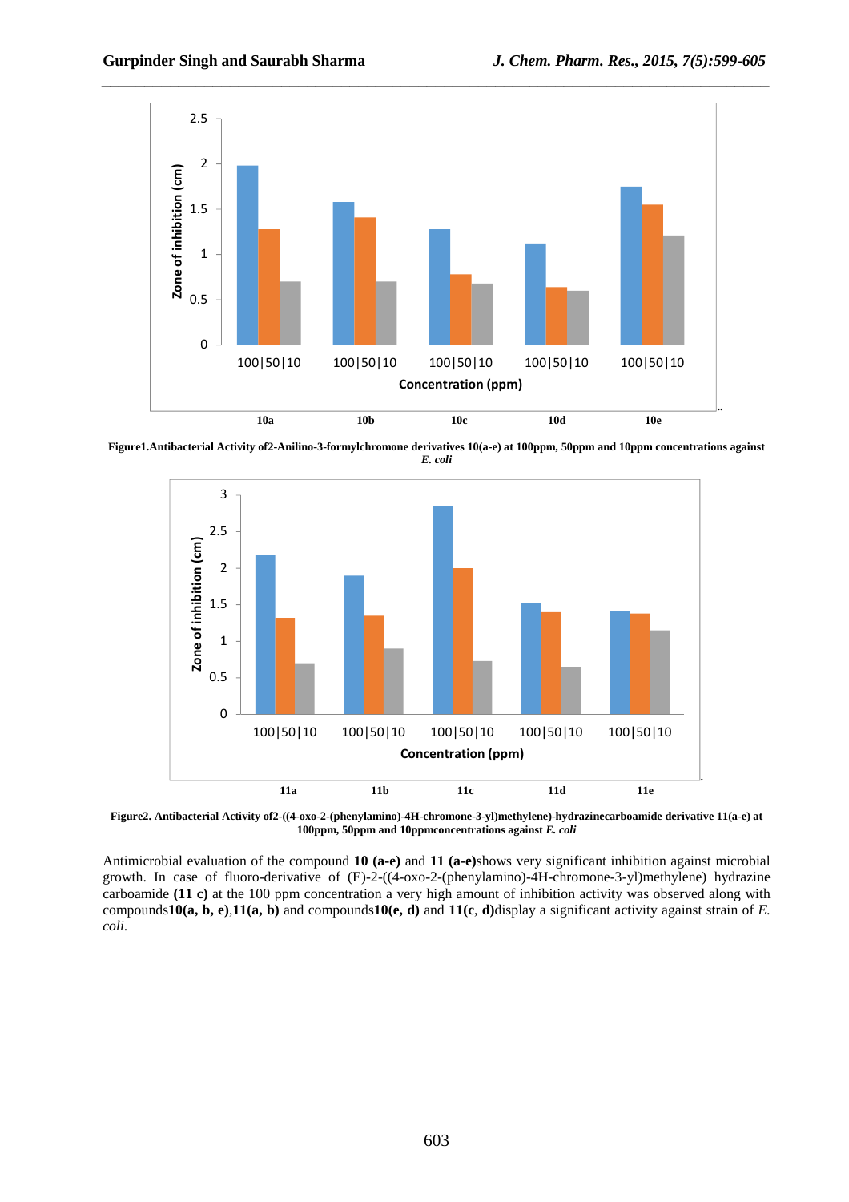Figure1.Antibacterial Activity of2-Anilino-3-formylchromone derivatives 10(a-e) at 100ppm, 50ppm and 10ppm concentrations against *E. coli*

Figure2. Antibacterial Activity of2-((4-oxo-2-(phenylamino)-4H-chromone-3-yl)methylene)-hydrazinecarboamide derivative 11(a-e) at 100ppm, 50ppm and 10ppmconcentrations against *E. coli*

Antimicrobial evaluation of the compound **10 (a-e)** and **11 (a-e)**shows very significant inhibition against microbial growth. In case of fluoro-derivative of (E)-2-((4-oxo-2-(phenylamino)-4H-chromone-3-yl)methylene) hydrazine carboamide **(11 c)** at the 100 ppm concentration a very high amount of inhibition activity was observed along with compounds**10(a, b, e)**,**11(a, b)** and compounds**10(e, d)** and **11(c**, **d)**display a significant activity against strain of *E. coli*.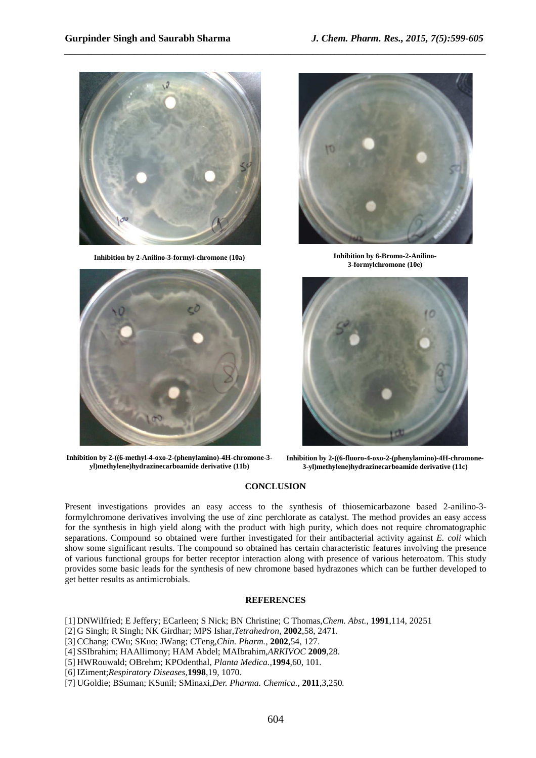Inhibition by 2-Anilino-3-formyl-chromone (10a)

Inhibition by 6-Bromo-2-Anilino-3-formylchromone (10e)

Inhibition by 2-((6-methyl-4-oxo-2-(phenylamino)-4H-chromone-3-yl)methylene)hydrazinecarboamide derivative (11b)

Inhibition by 2-((6-fluoro-4-oxo-2-(phenylamino)-4H-chromone-3-yl)methylene)hydrazinecarboamide derivative (11c)

## CONCLUSION

Present investigations provides an easy access to the synthesis of thiosemicarbazone based 2-anilino-3-formylchromone derivatives involving the use of zinc perchlorate as catalyst. The method provides an easy access for the synthesis in high yield along with the product with high purity, which does not require chromatographic separations. Compound so obtained were further investigated for their antibacterial activity against *E. coli* which show some significant results. The compound so obtained has certain characteristic features involving the presence of various functional groups for better receptor interaction along with presence of various heteroatom. This study provides some basic leads for the synthesis of new chromone based hydrazones which can be further developed to get better results as antimicrobials.

## REFERENCES

[1] DNWilfried; E Jeffery; ECarleen; S Nick; BN Christine; C Thomas,*Chem. Abst.*, **1991**,114, 20251

[2] G Singh; R Singh; NK Girdhar; MPS Ishar,*Tetrahedron*, **2002**,58, 2471.

[3] CChang; CWu; SKuo; JWang; CTeng,*Chin. Pharm.*, **2002**,54, 127.

[4] SSIbrahim; HAAllimony; HAM Abdel; MAIbrahim,*ARKIVOC* **2009**,28.

[5] HWRouwald; OBrehm; KPOdenthal, *Planta Medica.*,**1994**,60, 101.

[6] IZiment;*Respiratory Diseases*,**1998**,19, 1070.

[7] UGoldie; BSuman; KSunil; SMinaxi,*Der. Pharma. Chemica.*, **2011**,3,250.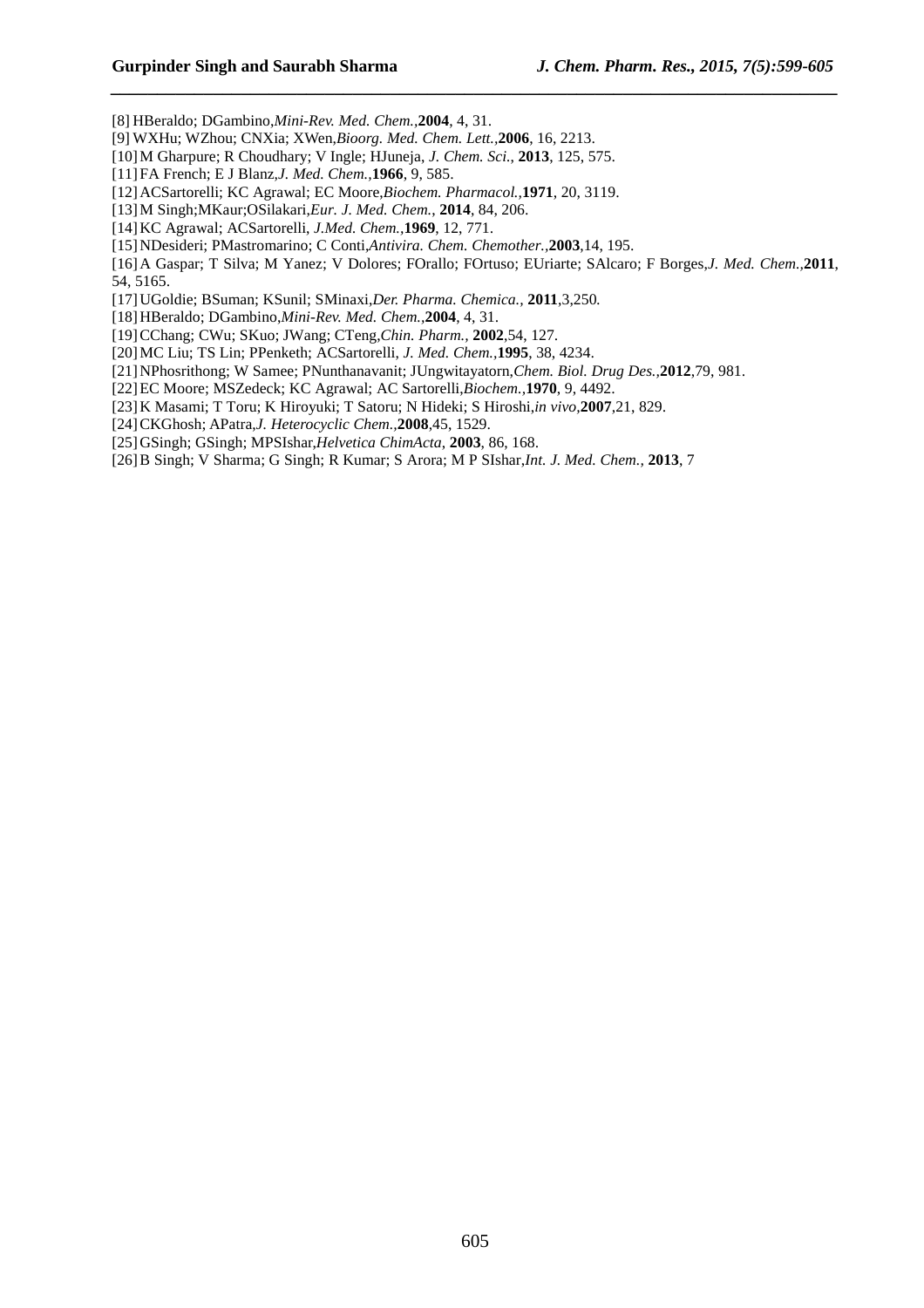[8] HBeraldo; DGambino,*Mini-Rev. Med. Chem.*,**2004**, 4, 31.
[9] WXHu; WZhou; CNXia; XWen,*Bioorg. Med. Chem. Lett.*,**2006**, 16, 2213.
[10] M Gharpure; R Choudhary; V Ingle; HJuneja, *J. Chem. Sci.*, **2013**, 125, 575.
[11] FA French; E J Blanz,*J. Med. Chem.*,**1966**, 9, 585.
[12] ACSartorelli; KC Agrawal; EC Moore,*Biochem. Pharmacol.*,**1971**, 20, 3119.
[13] M Singh;MKaur;OSilakari,*Eur. J. Med. Chem.*, **2014**, 84, 206.
[14] KC Agrawal; ACSartorelli, *J.Med. Chem.*,**1969**, 12, 771.
[15] NDesideri; PMastromarino; C Conti,*Antivira. Chem. Chemother.*,**2003**,14, 195.
[16] A Gaspar; T Silva; M Yanez; V Dolores; FOrallo; FOrtuso; EUriarte; SAlcaro; F Borges,*J. Med. Chem.*,**2011**, 54, 5165.
[17] UGoldie; BSuman; KSunil; SMinaxi,*Der. Pharma. Chemica.*, **2011**,3,250*.*
[18] HBeraldo; DGambino,*Mini-Rev. Med. Chem.*,**2004**, 4, 31.
[19] CChang; CWu; SKuo; JWang; CTeng,*Chin. Pharm.*, **2002**,54, 127.
[20] MC Liu; TS Lin; PPenketh; ACSartorelli, *J. Med. Chem.*,**1995**, 38, 4234.
[21] NPhosrithong; W Samee; PNunthanavanit; JUngwitayatorn,*Chem. Biol. Drug Des.*,**2012**,79, 981.
[22] EC Moore; MSZedeck; KC Agrawal; AC Sartorelli,*Biochem.*,**1970**, 9, 4492.
[23] K Masami; T Toru; K Hiroyuki; T Satoru; N Hideki; S Hiroshi,*in vivo*,**2007**,21, 829.
[24] CKGhosh; APatra,*J. Heterocyclic Chem.*,**2008**,45, 1529.
[25] GSingh; GSingh; MPSIshar,*Helvetica ChimActa*, **2003**, 86, 168.
[26] B Singh; V Sharma; G Singh; R Kumar; S Arora; M P SIshar,*Int. J. Med. Chem.*, **2013**, 7